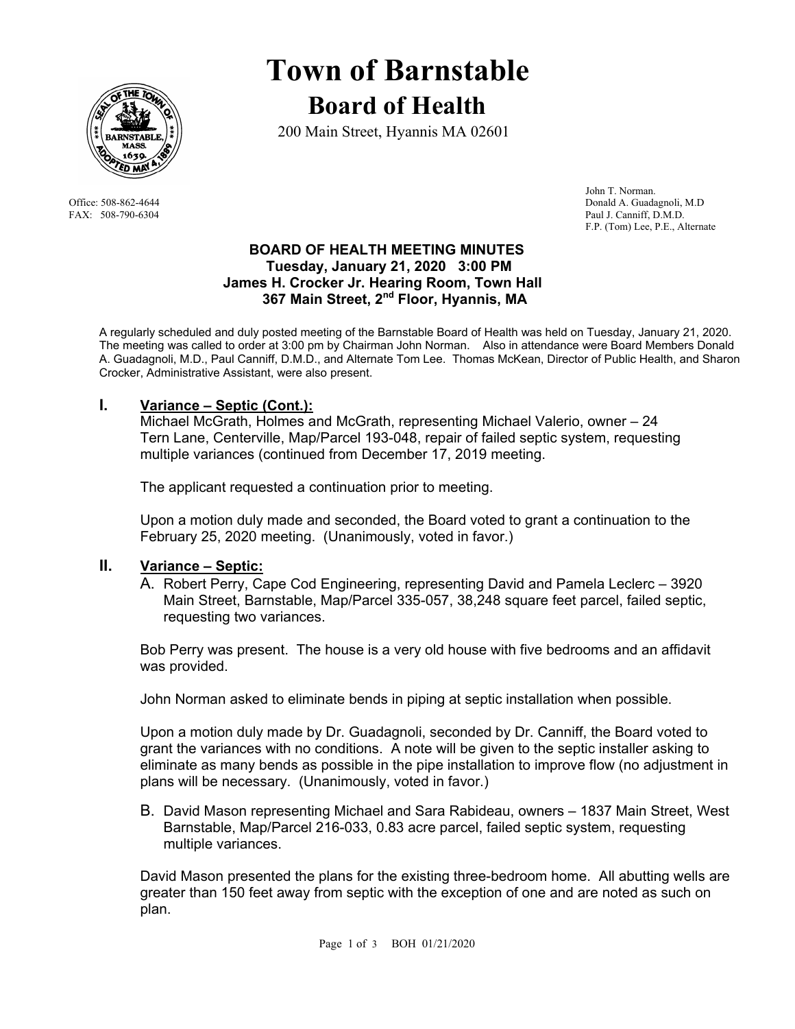# Town of Barnstable

## Board of Health

200 Main Street, Hyannis MA 02601

Office: 508-862-4644
FAX: 508-790-6304

John T. Norman.
Donald A. Guadagnoli, M.D
Paul J. Canniff, D.M.D.
F.P. (Tom) Lee, P.E., Alternate

**BOARD OF HEALTH MEETING MINUTES**
**Tuesday, January 21, 2020 3:00 PM**
**James H. Crocker Jr. Hearing Room, Town Hall**
**367 Main Street, 2nd Floor, Hyannis, MA**

A regularly scheduled and duly posted meeting of the Barnstable Board of Health was held on Tuesday, January 21, 2020. The meeting was called to order at 3:00 pm by Chairman John Norman. Also in attendance were Board Members Donald A. Guadagnoli, M.D., Paul Canniff, D.M.D., and Alternate Tom Lee. Thomas McKean, Director of Public Health, and Sharon Crocker, Administrative Assistant, were also present.

## I. Variance – Septic (Cont.):

Michael McGrath, Holmes and McGrath, representing Michael Valerio, owner – 24 Tern Lane, Centerville, Map/Parcel 193-048, repair of failed septic system, requesting multiple variances (continued from December 17, 2019 meeting.

The applicant requested a continuation prior to meeting.

Upon a motion duly made and seconded, the Board voted to grant a continuation to the February 25, 2020 meeting. (Unanimously, voted in favor.)

## II. Variance – Septic:

A. Robert Perry, Cape Cod Engineering, representing David and Pamela Leclerc – 3920 Main Street, Barnstable, Map/Parcel 335-057, 38,248 square feet parcel, failed septic, requesting two variances.

Bob Perry was present. The house is a very old house with five bedrooms and an affidavit was provided.

John Norman asked to eliminate bends in piping at septic installation when possible.

Upon a motion duly made by Dr. Guadagnoli, seconded by Dr. Canniff, the Board voted to grant the variances with no conditions. A note will be given to the septic installer asking to eliminate as many bends as possible in the pipe installation to improve flow (no adjustment in plans will be necessary. (Unanimously, voted in favor.)

B. David Mason representing Michael and Sara Rabideau, owners – 1837 Main Street, West Barnstable, Map/Parcel 216-033, 0.83 acre parcel, failed septic system, requesting multiple variances.

David Mason presented the plans for the existing three-bedroom home. All abutting wells are greater than 150 feet away from septic with the exception of one and are noted as such on plan.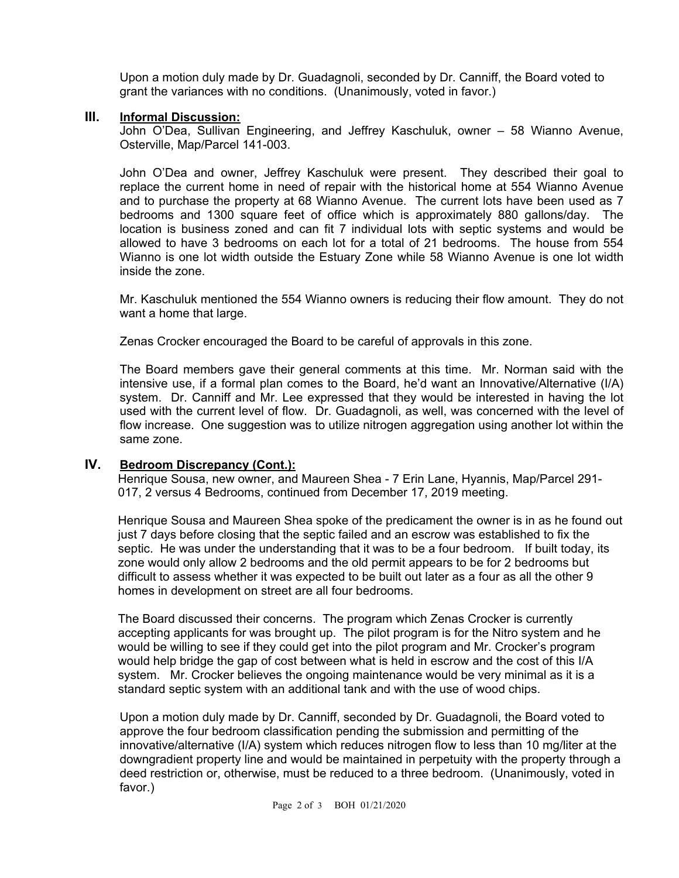Upon a motion duly made by Dr. Guadagnoli, seconded by Dr. Canniff, the Board voted to grant the variances with no conditions. (Unanimously, voted in favor.)

## III. Informal Discussion:

John O'Dea, Sullivan Engineering, and Jeffrey Kaschuluk, owner – 58 Wianno Avenue, Osterville, Map/Parcel 141-003.

John O'Dea and owner, Jeffrey Kaschuluk were present. They described their goal to replace the current home in need of repair with the historical home at 554 Wianno Avenue and to purchase the property at 68 Wianno Avenue. The current lots have been used as 7 bedrooms and 1300 square feet of office which is approximately 880 gallons/day. The location is business zoned and can fit 7 individual lots with septic systems and would be allowed to have 3 bedrooms on each lot for a total of 21 bedrooms. The house from 554 Wianno is one lot width outside the Estuary Zone while 58 Wianno Avenue is one lot width inside the zone.

Mr. Kaschuluk mentioned the 554 Wianno owners is reducing their flow amount. They do not want a home that large.

Zenas Crocker encouraged the Board to be careful of approvals in this zone.

The Board members gave their general comments at this time. Mr. Norman said with the intensive use, if a formal plan comes to the Board, he'd want an Innovative/Alternative (I/A) system. Dr. Canniff and Mr. Lee expressed that they would be interested in having the lot used with the current level of flow. Dr. Guadagnoli, as well, was concerned with the level of flow increase. One suggestion was to utilize nitrogen aggregation using another lot within the same zone.

## IV. Bedroom Discrepancy (Cont.):

Henrique Sousa, new owner, and Maureen Shea - 7 Erin Lane, Hyannis, Map/Parcel 291-017, 2 versus 4 Bedrooms, continued from December 17, 2019 meeting.

Henrique Sousa and Maureen Shea spoke of the predicament the owner is in as he found out just 7 days before closing that the septic failed and an escrow was established to fix the septic. He was under the understanding that it was to be a four bedroom. If built today, its zone would only allow 2 bedrooms and the old permit appears to be for 2 bedrooms but difficult to assess whether it was expected to be built out later as a four as all the other 9 homes in development on street are all four bedrooms.

The Board discussed their concerns. The program which Zenas Crocker is currently accepting applicants for was brought up. The pilot program is for the Nitro system and he would be willing to see if they could get into the pilot program and Mr. Crocker's program would help bridge the gap of cost between what is held in escrow and the cost of this I/A system. Mr. Crocker believes the ongoing maintenance would be very minimal as it is a standard septic system with an additional tank and with the use of wood chips.

Upon a motion duly made by Dr. Canniff, seconded by Dr. Guadagnoli, the Board voted to approve the four bedroom classification pending the submission and permitting of the innovative/alternative (I/A) system which reduces nitrogen flow to less than 10 mg/liter at the downgradient property line and would be maintained in perpetuity with the property through a deed restriction or, otherwise, must be reduced to a three bedroom. (Unanimously, voted in favor.)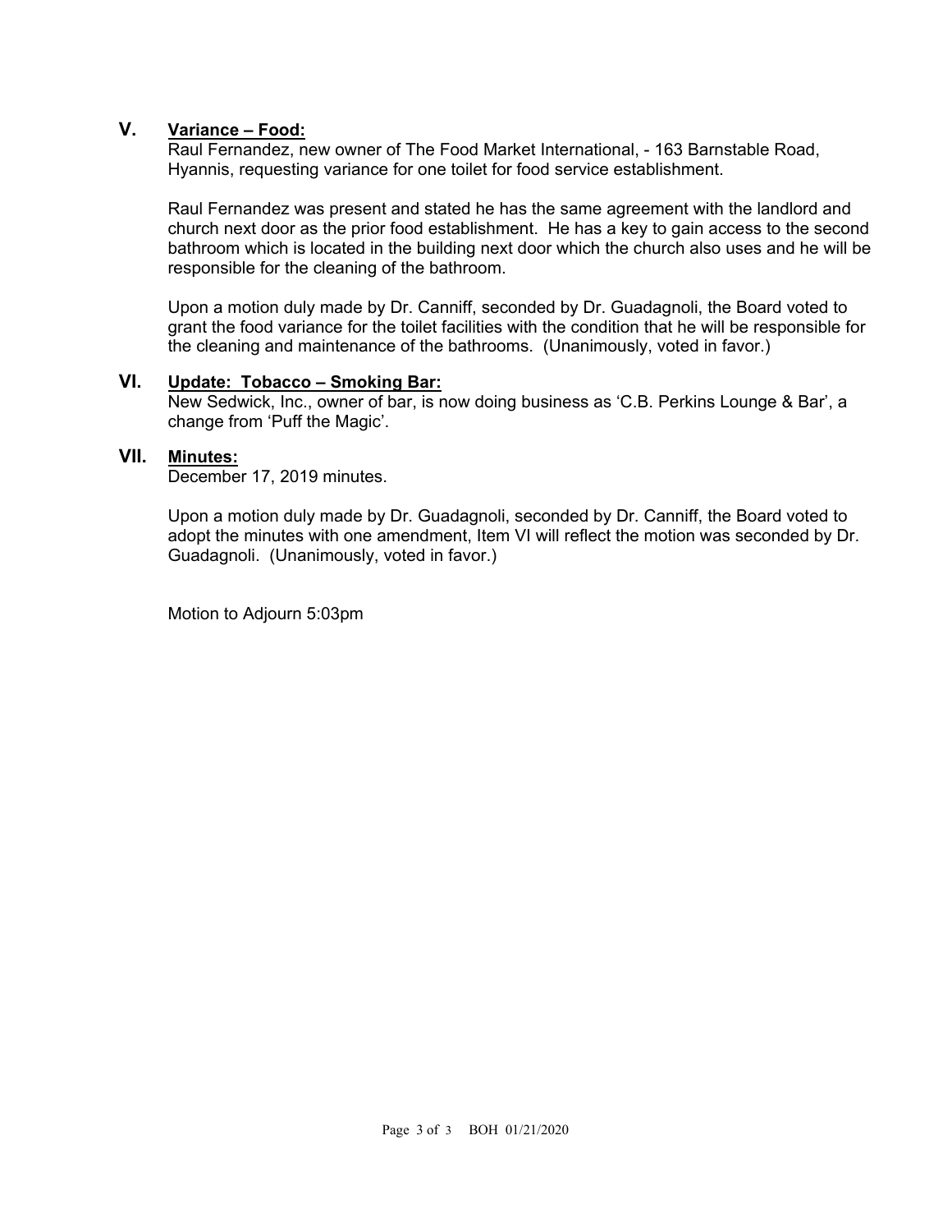## V. Variance – Food:

Raul Fernandez, new owner of The Food Market International, - 163 Barnstable Road, Hyannis, requesting variance for one toilet for food service establishment.

Raul Fernandez was present and stated he has the same agreement with the landlord and church next door as the prior food establishment. He has a key to gain access to the second bathroom which is located in the building next door which the church also uses and he will be responsible for the cleaning of the bathroom.

Upon a motion duly made by Dr. Canniff, seconded by Dr. Guadagnoli, the Board voted to grant the food variance for the toilet facilities with the condition that he will be responsible for the cleaning and maintenance of the bathrooms. (Unanimously, voted in favor.)

## VI. Update: Tobacco – Smoking Bar:

New Sedwick, Inc., owner of bar, is now doing business as 'C.B. Perkins Lounge & Bar', a change from 'Puff the Magic'.

## VII. Minutes:

December 17, 2019 minutes.

Upon a motion duly made by Dr. Guadagnoli, seconded by Dr. Canniff, the Board voted to adopt the minutes with one amendment, Item VI will reflect the motion was seconded by Dr. Guadagnoli. (Unanimously, voted in favor.)

Motion to Adjourn 5:03pm